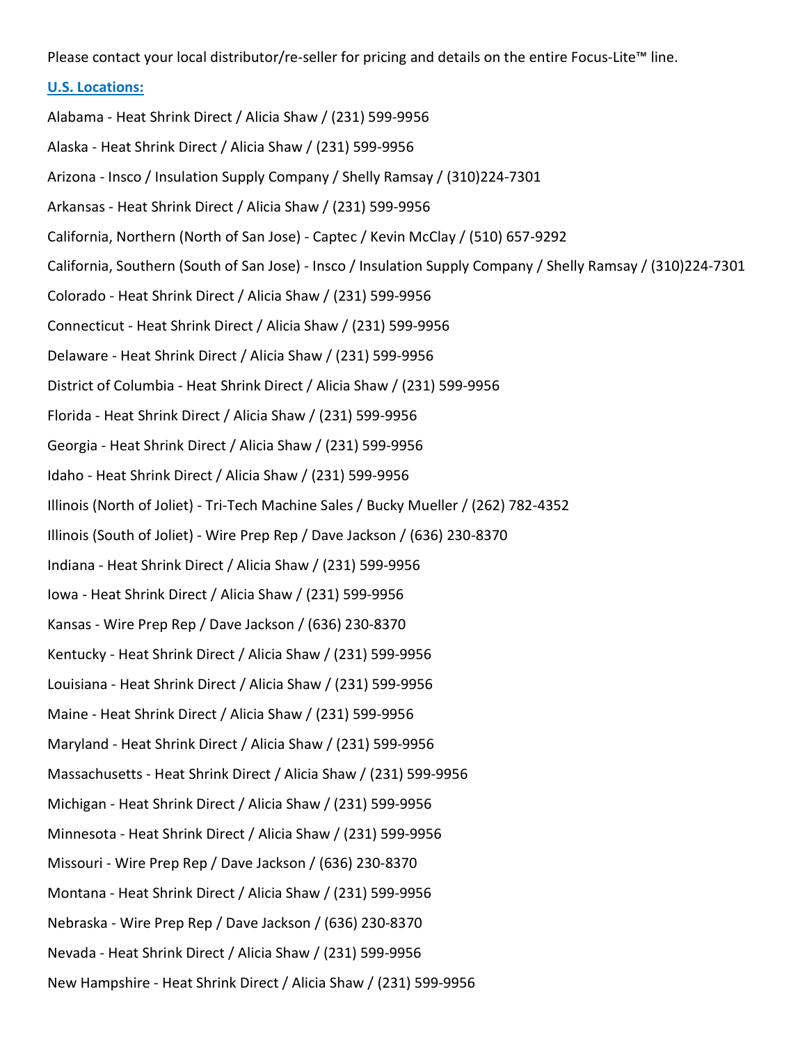Please contact your local distributor/re-seller for pricing and details on the entire Focus-Lite™ line.

**U.S. Locations:**

Alabama - Heat Shrink Direct / Alicia Shaw / (231) 599-9956

Alaska - Heat Shrink Direct / Alicia Shaw / (231) 599-9956

Arizona - Insco / Insulation Supply Company / Shelly Ramsay / (310)224-7301

Arkansas - Heat Shrink Direct / Alicia Shaw / (231) 599-9956

California, Northern (North of San Jose) - Captec / Kevin McClay / (510) 657-9292

California, Southern (South of San Jose) - Insco / Insulation Supply Company / Shelly Ramsay / (310)224-7301

Colorado - Heat Shrink Direct / Alicia Shaw / (231) 599-9956

Connecticut - Heat Shrink Direct / Alicia Shaw / (231) 599-9956

Delaware - Heat Shrink Direct / Alicia Shaw / (231) 599-9956

District of Columbia - Heat Shrink Direct / Alicia Shaw / (231) 599-9956

Florida - Heat Shrink Direct / Alicia Shaw / (231) 599-9956

Georgia - Heat Shrink Direct / Alicia Shaw / (231) 599-9956

Idaho - Heat Shrink Direct / Alicia Shaw / (231) 599-9956

Illinois (North of Joliet) - Tri-Tech Machine Sales / Bucky Mueller / (262) 782-4352

Illinois (South of Joliet) - Wire Prep Rep / Dave Jackson / (636) 230-8370

Indiana - Heat Shrink Direct / Alicia Shaw / (231) 599-9956

Iowa - Heat Shrink Direct / Alicia Shaw / (231) 599-9956

Kansas - Wire Prep Rep / Dave Jackson / (636) 230-8370

Kentucky - Heat Shrink Direct / Alicia Shaw / (231) 599-9956

Louisiana - Heat Shrink Direct / Alicia Shaw / (231) 599-9956

Maine - Heat Shrink Direct / Alicia Shaw / (231) 599-9956

Maryland - Heat Shrink Direct / Alicia Shaw / (231) 599-9956

Massachusetts - Heat Shrink Direct / Alicia Shaw / (231) 599-9956

Michigan - Heat Shrink Direct / Alicia Shaw / (231) 599-9956

Minnesota - Heat Shrink Direct / Alicia Shaw / (231) 599-9956

Missouri - Wire Prep Rep / Dave Jackson / (636) 230-8370

Montana - Heat Shrink Direct / Alicia Shaw / (231) 599-9956

Nebraska - Wire Prep Rep / Dave Jackson / (636) 230-8370

Nevada - Heat Shrink Direct / Alicia Shaw / (231) 599-9956

New Hampshire - Heat Shrink Direct / Alicia Shaw / (231) 599-9956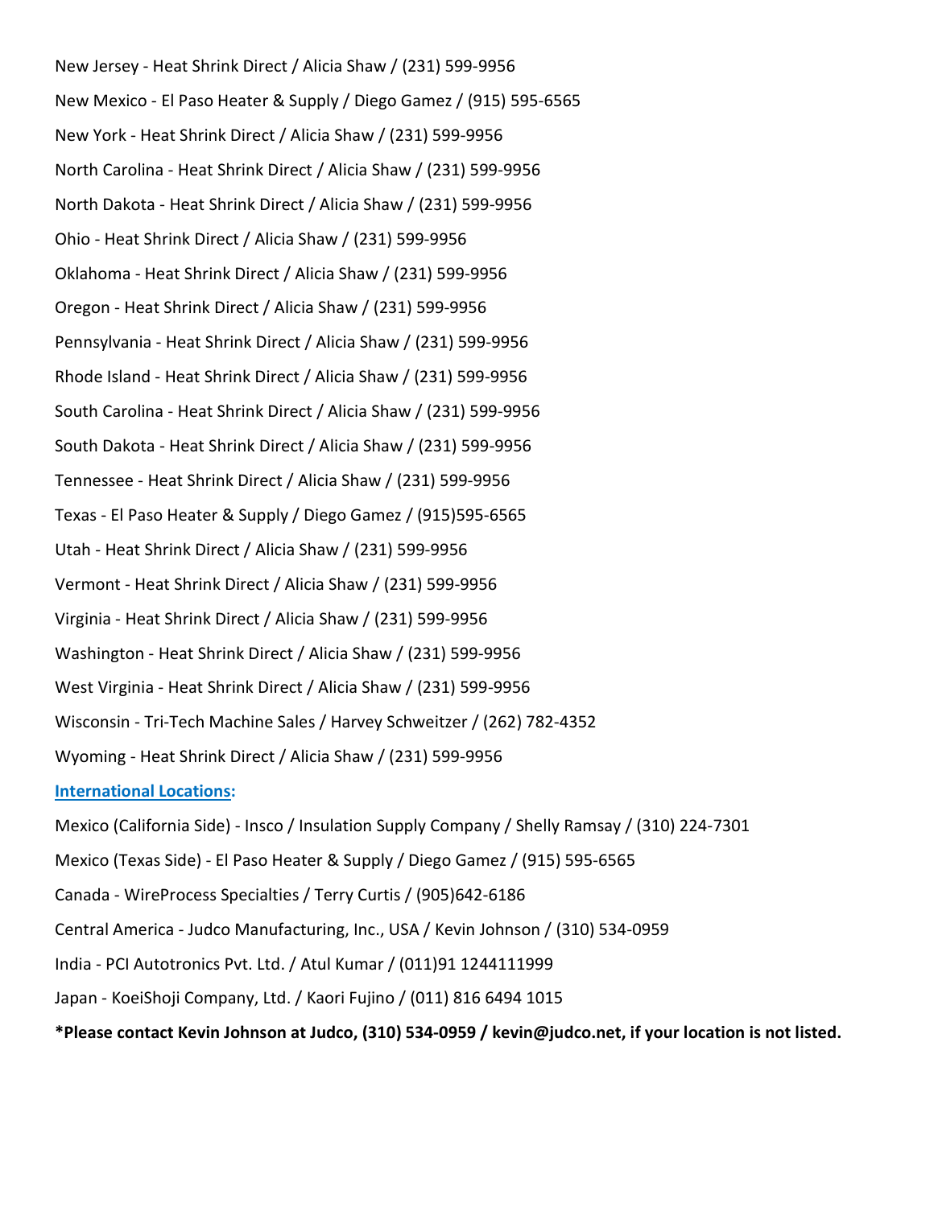New Jersey - Heat Shrink Direct / Alicia Shaw / (231) 599-9956

New Mexico - El Paso Heater & Supply / Diego Gamez / (915) 595-6565

New York - Heat Shrink Direct / Alicia Shaw / (231) 599-9956

North Carolina - Heat Shrink Direct / Alicia Shaw / (231) 599-9956

North Dakota - Heat Shrink Direct / Alicia Shaw / (231) 599-9956

Ohio - Heat Shrink Direct / Alicia Shaw / (231) 599-9956

Oklahoma - Heat Shrink Direct / Alicia Shaw / (231) 599-9956

Oregon - Heat Shrink Direct / Alicia Shaw / (231) 599-9956

Pennsylvania - Heat Shrink Direct / Alicia Shaw / (231) 599-9956

Rhode Island - Heat Shrink Direct / Alicia Shaw / (231) 599-9956

South Carolina - Heat Shrink Direct / Alicia Shaw / (231) 599-9956

South Dakota - Heat Shrink Direct / Alicia Shaw / (231) 599-9956

Tennessee - Heat Shrink Direct / Alicia Shaw / (231) 599-9956

Texas - El Paso Heater & Supply / Diego Gamez / (915)595-6565

Utah - Heat Shrink Direct / Alicia Shaw / (231) 599-9956

Vermont - Heat Shrink Direct / Alicia Shaw / (231) 599-9956

Virginia - Heat Shrink Direct / Alicia Shaw / (231) 599-9956

Washington - Heat Shrink Direct / Alicia Shaw / (231) 599-9956

West Virginia - Heat Shrink Direct / Alicia Shaw / (231) 599-9956

Wisconsin - Tri-Tech Machine Sales / Harvey Schweitzer / (262) 782-4352

Wyoming - Heat Shrink Direct / Alicia Shaw / (231) 599-9956

**International Locations:**

Mexico (California Side) - Insco / Insulation Supply Company / Shelly Ramsay / (310) 224-7301

Mexico (Texas Side) - El Paso Heater & Supply / Diego Gamez / (915) 595-6565

Canada - WireProcess Specialties / Terry Curtis / (905)642-6186

Central America - Judco Manufacturing, Inc., USA / Kevin Johnson / (310) 534-0959

India - PCI Autotronics Pvt. Ltd. / Atul Kumar / (011)91 1244111999

Japan - KoeiShoji Company, Ltd. / Kaori Fujino / (011) 816 6494 1015

**\*Please contact Kevin Johnson at Judco, (310) 534-0959 / kevin@judco.net, if your location is not listed.**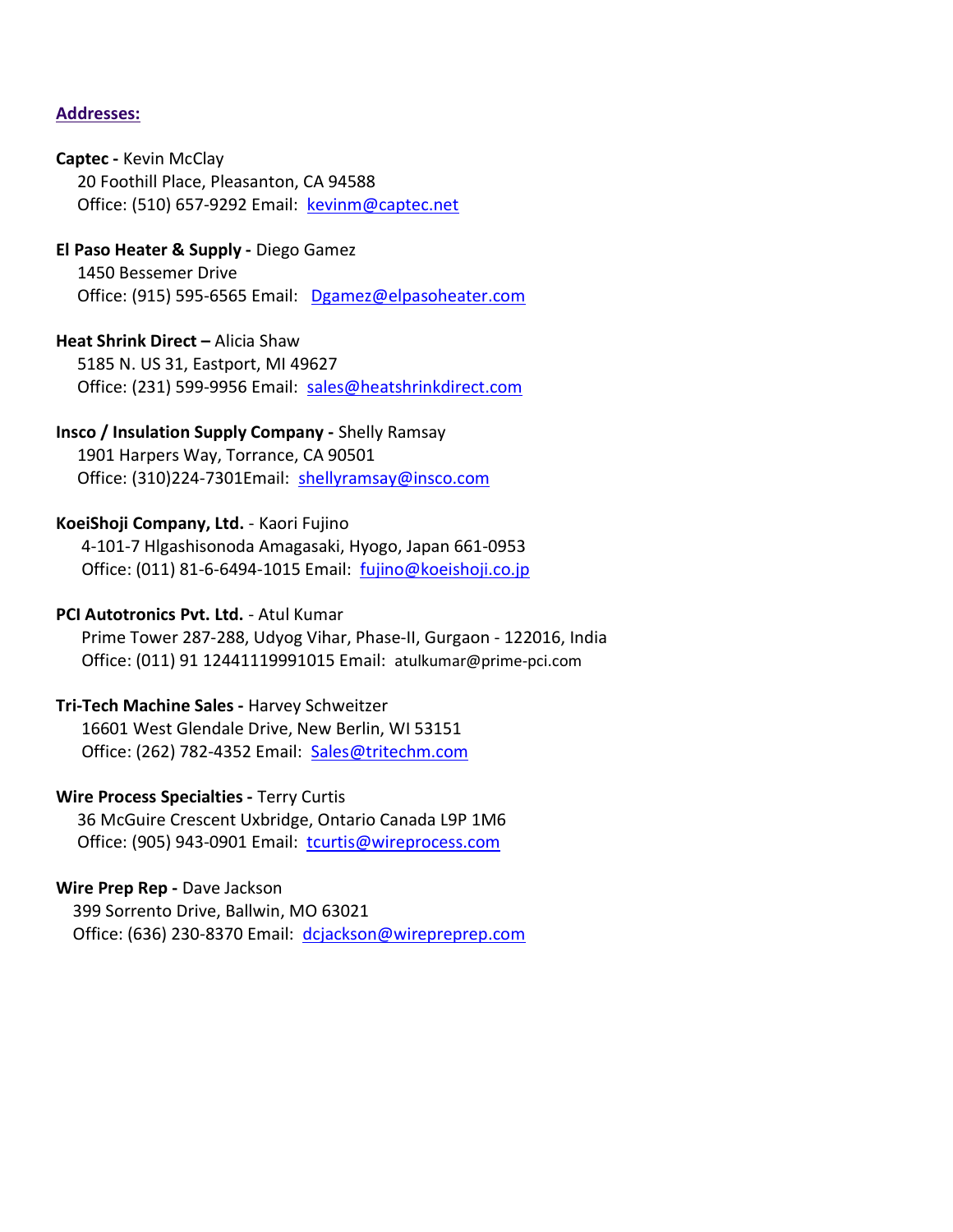**Addresses:**

**Captec -** Kevin McClay
20 Foothill Place, Pleasanton, CA 94588
Office: (510) 657-9292 Email: kevinm@captec.net

**El Paso Heater & Supply -** Diego Gamez
1450 Bessemer Drive
Office: (915) 595-6565 Email: Dgamez@elpasoheater.com

**Heat Shrink Direct –** Alicia Shaw
5185 N. US 31, Eastport, MI 49627
Office: (231) 599-9956 Email: sales@heatshrinkdirect.com

**Insco / Insulation Supply Company -** Shelly Ramsay
1901 Harpers Way, Torrance, CA 90501
Office: (310)224-7301Email: shellyramsay@insco.com

**KoeiShoji Company, Ltd.** - Kaori Fujino
4-101-7 Hlgashisonoda Amagasaki, Hyogo, Japan 661-0953
Office: (011) 81-6-6494-1015 Email: fujino@koeishoji.co.jp

**PCI Autotronics Pvt. Ltd.** - Atul Kumar
Prime Tower 287-288, Udyog Vihar, Phase-II, Gurgaon - 122016, India
Office: (011) 91 12441119991015 Email: atulkumar@prime-pci.com

**Tri-Tech Machine Sales -** Harvey Schweitzer
16601 West Glendale Drive, New Berlin, WI 53151
Office: (262) 782-4352 Email: Sales@tritechm.com

**Wire Process Specialties -** Terry Curtis
36 McGuire Crescent Uxbridge, Ontario Canada L9P 1M6
Office: (905) 943-0901 Email: tcurtis@wireprocess.com

**Wire Prep Rep -** Dave Jackson
399 Sorrento Drive, Ballwin, MO 63021
Office: (636) 230-8370 Email: dcjackson@wireprep.com